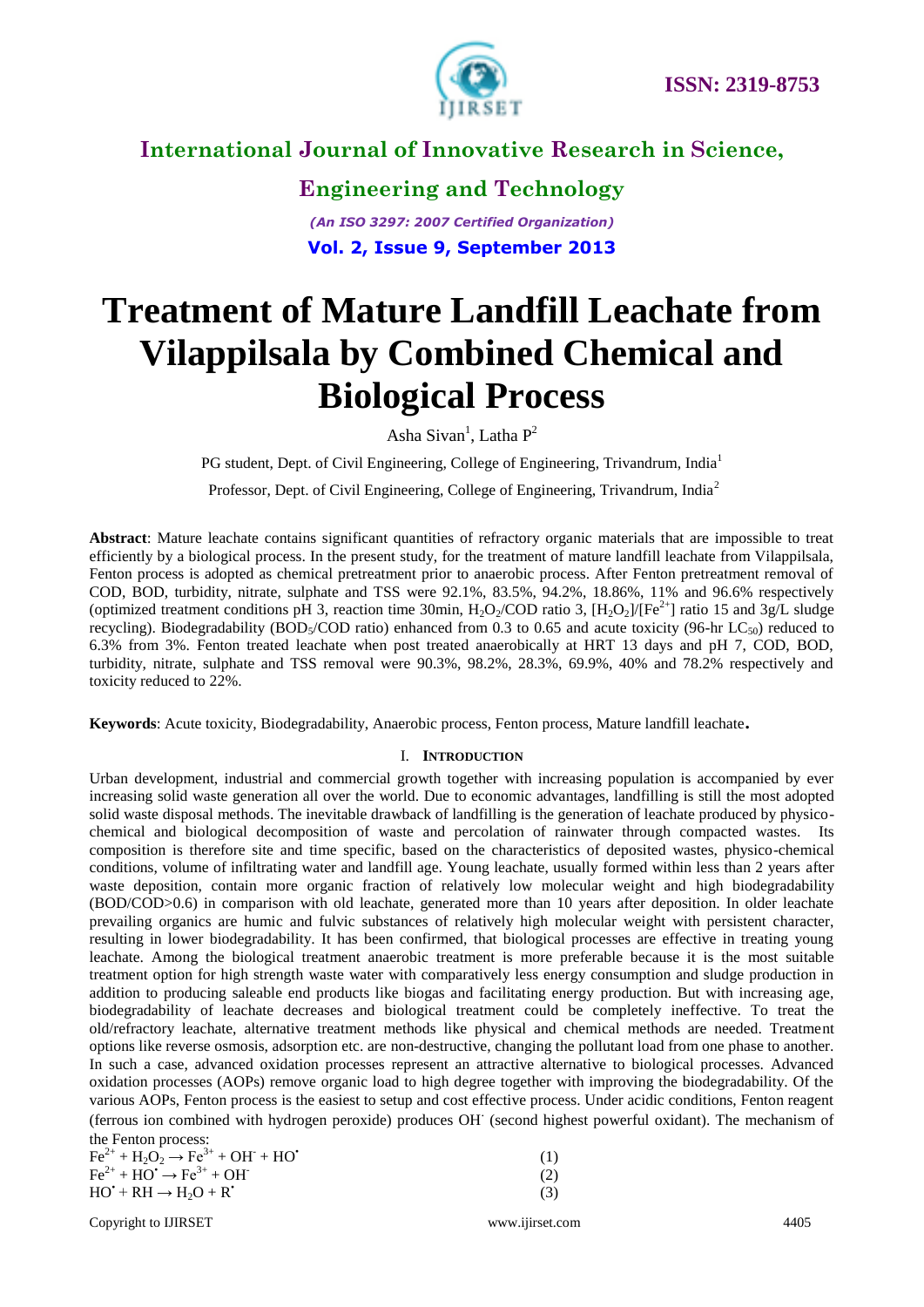# International Journal of Innovative Research in Science, Engineering and Technology

*(An ISO 3297: 2007 Certified Organization)*

**Vol. 2, Issue 9, September 2013**

ISSN: 2319-8753

# Treatment of Mature Landfill Leachate from Vilappilsala by Combined Chemical and Biological Process

Asha Sivan[1], Latha P[2]

PG student, Dept. of Civil Engineering, College of Engineering, Trivandrum, India[1]

Professor, Dept. of Civil Engineering, College of Engineering, Trivandrum, India[2]

**Abstract**: Mature leachate contains significant quantities of refractory organic materials that are impossible to treat efficiently by a biological process. In the present study, for the treatment of mature landfill leachate from Vilappilsala, Fenton process is adopted as chemical pretreatment prior to anaerobic process. After Fenton pretreatment removal of COD, BOD, turbidity, nitrate, sulphate and TSS were 92.1%, 83.5%, 94.2%, 18.86%, 11% and 96.6% respectively (optimized treatment conditions pH 3, reaction time 30min, $H_2O_2$/COD ratio 3, $[H_2O_2]/[Fe^{2+}]$ ratio 15 and 3g/L sludge recycling). Biodegradability ($BOD_5$/COD ratio) enhanced from 0.3 to 0.65 and acute toxicity (96-hr $LC_{50}$) reduced to 6.3% from 3%. Fenton treated leachate when post treated anaerobically at HRT 13 days and pH 7, COD, BOD, turbidity, nitrate, sulphate and TSS removal were 90.3%, 98.2%, 28.3%, 69.9%, 40% and 78.2% respectively and toxicity reduced to 22%.

**Keywords**: Acute toxicity, Biodegradability, Anaerobic process, Fenton process, Mature landfill leachate.

## I. Introduction

Urban development, industrial and commercial growth together with increasing population is accompanied by ever increasing solid waste generation all over the world. Due to economic advantages, landfilling is still the most adopted solid waste disposal methods. The inevitable drawback of landfilling is the generation of leachate produced by physico-chemical and biological decomposition of waste and percolation of rainwater through compacted wastes. Its composition is therefore site and time specific, based on the characteristics of deposited wastes, physico-chemical conditions, volume of infiltrating water and landfill age. Young leachate, usually formed within less than 2 years after waste deposition, contain more organic fraction of relatively low molecular weight and high biodegradability (BOD/COD>0.6) in comparison with old leachate, generated more than 10 years after deposition. In older leachate prevailing organics are humic and fulvic substances of relatively high molecular weight with persistent character, resulting in lower biodegradability. It has been confirmed, that biological processes are effective in treating young leachate. Among the biological treatment anaerobic treatment is more preferable because it is the most suitable treatment option for high strength waste water with comparatively less energy consumption and sludge production in addition to producing saleable end products like biogas and facilitating energy production. But with increasing age, biodegradability of leachate decreases and biological treatment could be completely ineffective. To treat the old/refractory leachate, alternative treatment methods like physical and chemical methods are needed. Treatment options like reverse osmosis, adsorption etc. are non-destructive, changing the pollutant load from one phase to another. In such a case, advanced oxidation processes represent an attractive alternative to biological processes. Advanced oxidation processes (AOPs) remove organic load to high degree together with improving the biodegradability. Of the various AOPs, Fenton process is the easiest to setup and cost effective process. Under acidic conditions, Fenton reagent (ferrous ion combined with hydrogen peroxide) produces $OH^{\cdot}$ (second highest powerful oxidant). The mechanism of the Fenton process:

$$Fe^{2+} + H_2O_2 \rightarrow Fe^{3+} + OH^- + HO^{\bullet} \quad (1)$$

$$Fe^{2+} + HO^{\bullet} \rightarrow Fe^{3+} + OH^- \quad (2)$$

$$HO^{\bullet} + RH \rightarrow H_2O + R^{\bullet} \quad (3)$$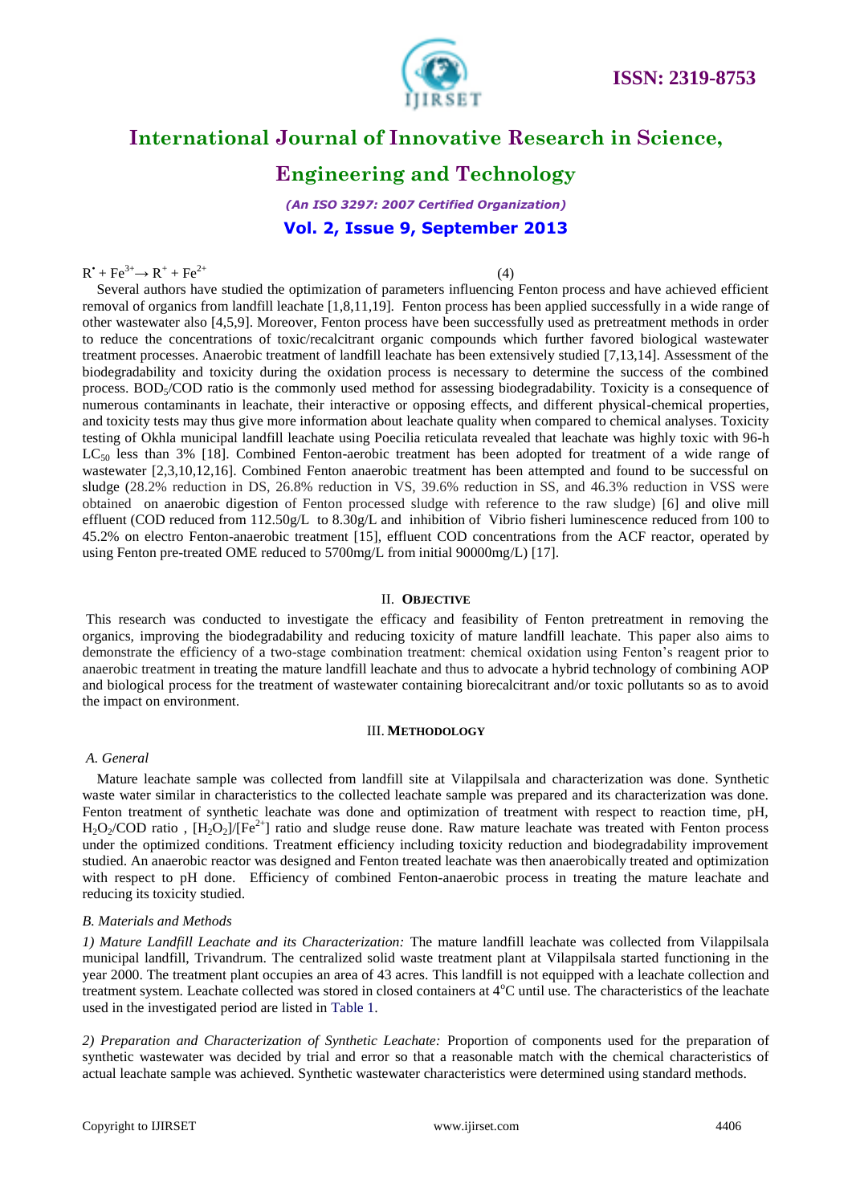$$R^{\bullet} + Fe^{3+} \rightarrow R^{+} + Fe^{2+} \quad (4)$$

Several authors have studied the optimization of parameters influencing Fenton process and have achieved efficient removal of organics from landfill leachate [1,8,11,19]. Fenton process has been applied successfully in a wide range of other wastewater also [4,5,9]. Moreover, Fenton process have been successfully used as pretreatment methods in order to reduce the concentrations of toxic/recalcitrant organic compounds which further favored biological wastewater treatment processes. Anaerobic treatment of landfill leachate has been extensively studied [7,13,14]. Assessment of the biodegradability and toxicity during the oxidation process is necessary to determine the success of the combined process. $BOD_5$/COD ratio is the commonly used method for assessing biodegradability. Toxicity is a consequence of numerous contaminants in leachate, their interactive or opposing effects, and different physical-chemical properties, and toxicity tests may thus give more information about leachate quality when compared to chemical analyses. Toxicity testing of Okhla municipal landfill leachate using Poecilia reticulata revealed that leachate was highly toxic with 96-h $LC_{50}$ less than 3% [18]. Combined Fenton-aerobic treatment has been adopted for treatment of a wide range of wastewater [2,3,10,12,16]. Combined Fenton anaerobic treatment has been attempted and found to be successful on sludge (28.2% reduction in DS, 26.8% reduction in VS, 39.6% reduction in SS, and 46.3% reduction in VSS were obtained on anaerobic digestion of Fenton processed sludge with reference to the raw sludge) [6] and olive mill effluent (COD reduced from 112.50g/L to 8.30g/L and inhibition of Vibrio fisheri luminescence reduced from 100 to 45.2% on electro Fenton-anaerobic treatment [15], effluent COD concentrations from the ACF reactor, operated by using Fenton pre-treated OME reduced to 5700mg/L from initial 90000mg/L) [17].

## II. OBJECTIVE

This research was conducted to investigate the efficacy and feasibility of Fenton pretreatment in removing the organics, improving the biodegradability and reducing toxicity of mature landfill leachate. This paper also aims to demonstrate the efficiency of a two-stage combination treatment: chemical oxidation using Fenton's reagent prior to anaerobic treatment in treating the mature landfill leachate and thus to advocate a hybrid technology of combining AOP and biological process for the treatment of wastewater containing biorecalcitrant and/or toxic pollutants so as to avoid the impact on environment.

## III. METHODOLOGY

### *A. General*

Mature leachate sample was collected from landfill site at Vilappilsala and characterization was done. Synthetic waste water similar in characteristics to the collected leachate sample was prepared and its characterization was done. Fenton treatment of synthetic leachate was done and optimization of treatment with respect to reaction time, pH, $H_2O_2$/COD ratio , $[H_2O_2]/[Fe^{2+}]$ ratio and sludge reuse done. Raw mature leachate was treated with Fenton process under the optimized conditions. Treatment efficiency including toxicity reduction and biodegradability improvement studied. An anaerobic reactor was designed and Fenton treated leachate was then anaerobically treated and optimization with respect to pH done. Efficiency of combined Fenton-anaerobic process in treating the mature leachate and reducing its toxicity studied.

### *B. Materials and Methods*

*1) Mature Landfill Leachate and its Characterization:* The mature landfill leachate was collected from Vilappilsala municipal landfill, Trivandrum. The centralized solid waste treatment plant at Vilappilsala started functioning in the year 2000. The treatment plant occupies an area of 43 acres. This landfill is not equipped with a leachate collection and treatment system. Leachate collected was stored in closed containers at 4°C until use. The characteristics of the leachate used in the investigated period are listed in Table 1.

*2) Preparation and Characterization of Synthetic Leachate:* Proportion of components used for the preparation of synthetic wastewater was decided by trial and error so that a reasonable match with the chemical characteristics of actual leachate sample was achieved. Synthetic wastewater characteristics were determined using standard methods.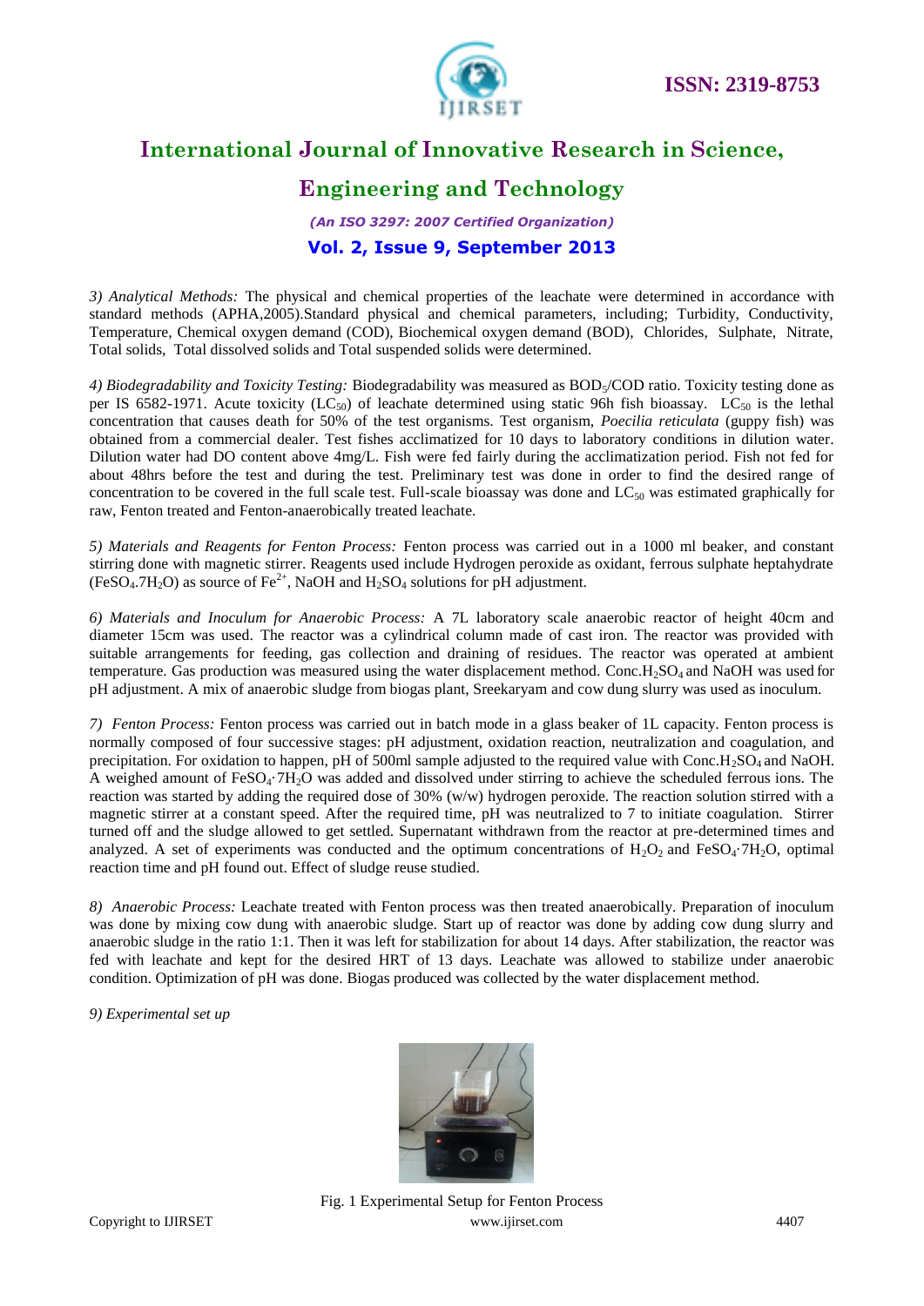*3) Analytical Methods:* The physical and chemical properties of the leachate were determined in accordance with standard methods (APHA,2005).Standard physical and chemical parameters, including; Turbidity, Conductivity, Temperature, Chemical oxygen demand (COD), Biochemical oxygen demand (BOD), Chlorides, Sulphate, Nitrate, Total solids, Total dissolved solids and Total suspended solids were determined.

*4) Biodegradability and Toxicity Testing:* Biodegradability was measured as $BOD_5$/COD ratio. Toxicity testing done as per IS 6582-1971. Acute toxicity ($LC_{50}$) of leachate determined using static 96h fish bioassay. $LC_{50}$ is the lethal concentration that causes death for 50% of the test organisms. Test organism, *Poecilia reticulata* (guppy fish) was obtained from a commercial dealer. Test fishes acclimatized for 10 days to laboratory conditions in dilution water. Dilution water had DO content above 4mg/L. Fish were fed fairly during the acclimatization period. Fish not fed for about 48hrs before the test and during the test. Preliminary test was done in order to find the desired range of concentration to be covered in the full scale test. Full-scale bioassay was done and $LC_{50}$ was estimated graphically for raw, Fenton treated and Fenton-anaerobically treated leachate.

*5) Materials and Reagents for Fenton Process:* Fenton process was carried out in a 1000 ml beaker, and constant stirring done with magnetic stirrer. Reagents used include Hydrogen peroxide as oxidant, ferrous sulphate heptahydrate ($FeSO_4.7H_2O$) as source of $Fe^{2+}$, NaOH and $H_2SO_4$ solutions for pH adjustment.

*6) Materials and Inoculum for Anaerobic Process:* A 7L laboratory scale anaerobic reactor of height 40cm and diameter 15cm was used. The reactor was a cylindrical column made of cast iron. The reactor was provided with suitable arrangements for feeding, gas collection and draining of residues. The reactor was operated at ambient temperature. Gas production was measured using the water displacement method. Conc.$H_2SO_4$ and NaOH was used for pH adjustment. A mix of anaerobic sludge from biogas plant, Sreekaryam and cow dung slurry was used as inoculum.

*7) Fenton Process:* Fenton process was carried out in batch mode in a glass beaker of 1L capacity. Fenton process is normally composed of four successive stages: pH adjustment, oxidation reaction, neutralization and coagulation, and precipitation. For oxidation to happen, pH of 500ml sample adjusted to the required value with Conc.$H_2SO_4$ and NaOH. A weighed amount of $FeSO_4 \cdot 7H_2O$ was added and dissolved under stirring to achieve the scheduled ferrous ions. The reaction was started by adding the required dose of 30% (w/w) hydrogen peroxide. The reaction solution stirred with a magnetic stirrer at a constant speed. After the required time, pH was neutralized to 7 to initiate coagulation. Stirrer turned off and the sludge allowed to get settled. Supernatant withdrawn from the reactor at pre-determined times and analyzed. A set of experiments was conducted and the optimum concentrations of $H_2O_2$ and $FeSO_4 \cdot 7H_2O$, optimal reaction time and pH found out. Effect of sludge reuse studied.

*8) Anaerobic Process:* Leachate treated with Fenton process was then treated anaerobically. Preparation of inoculum was done by mixing cow dung with anaerobic sludge. Start up of reactor was done by adding cow dung slurry and anaerobic sludge in the ratio 1:1. Then it was left for stabilization for about 14 days. After stabilization, the reactor was fed with leachate and kept for the desired HRT of 13 days. Leachate was allowed to stabilize under anaerobic condition. Optimization of pH was done. Biogas produced was collected by the water displacement method.

*9) Experimental set up*

Fig. 1 Experimental Setup for Fenton Process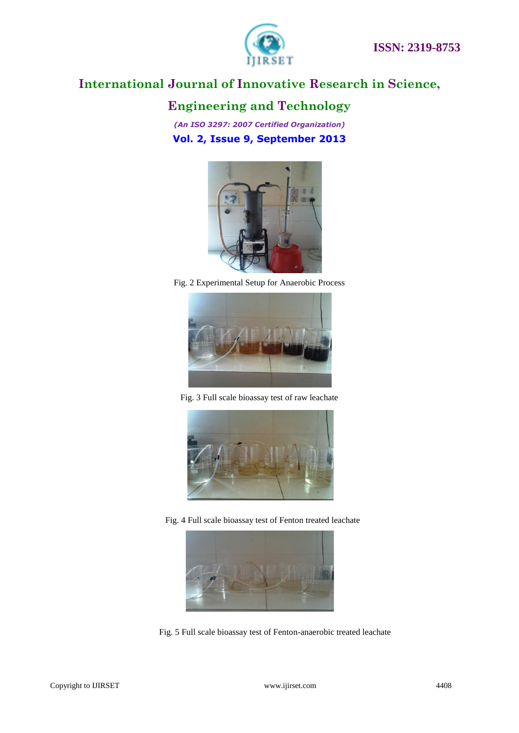Fig. 2 Experimental Setup for Anaerobic Process

Fig. 3 Full scale bioassay test of raw leachate

Fig. 4 Full scale bioassay test of Fenton treated leachate

Fig. 5 Full scale bioassay test of Fenton-anaerobic treated leachate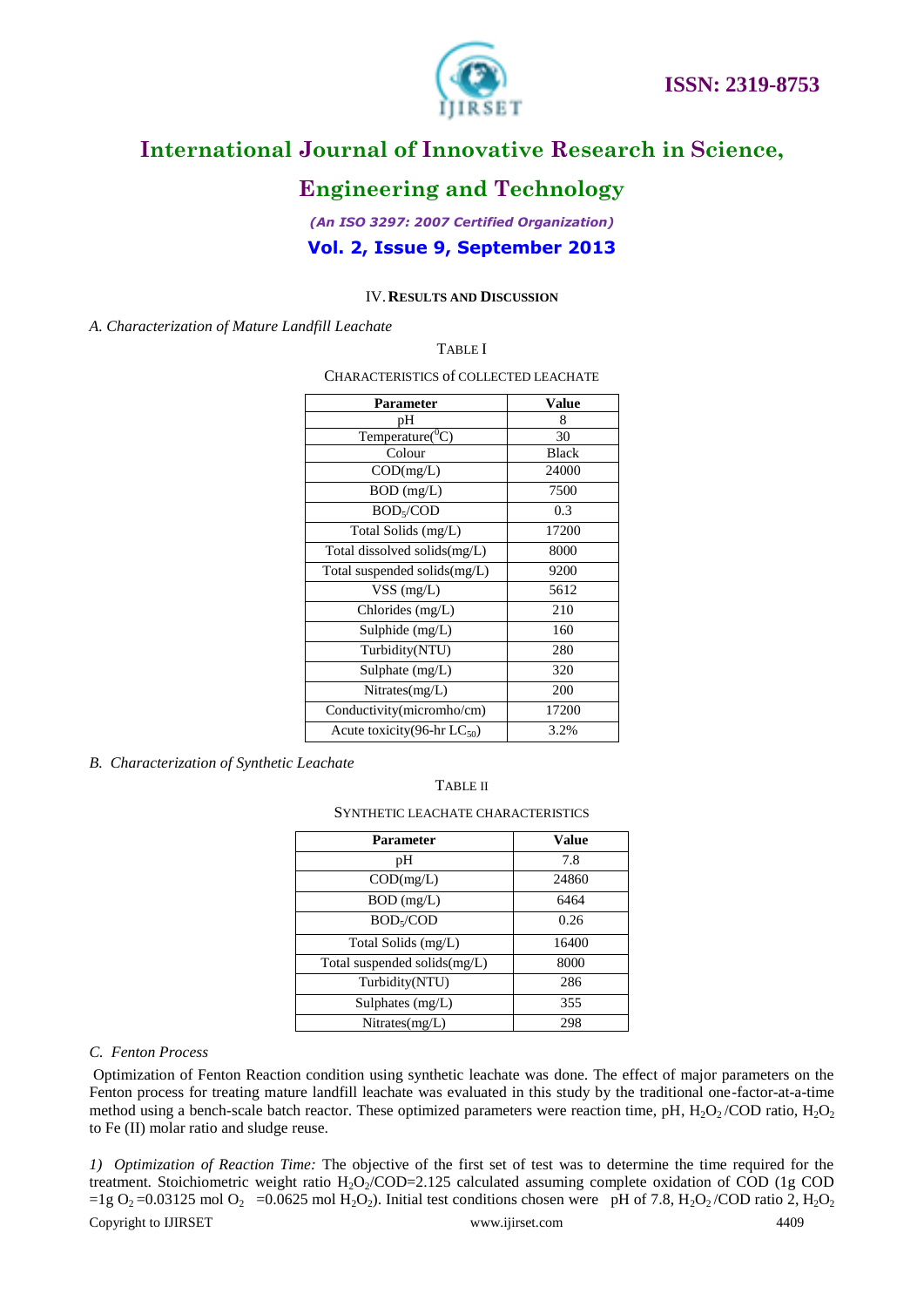## IV. RESULTS AND DISCUSSION

### *A. Characterization of Mature Landfill Leachate*

TABLE I

CHARACTERISTICS of COLLECTED LEACHATE

| Parameter | Value |
|---|---|
| pH | 8 |
| Temperature($^0$C) | 30 |
| Colour | Black |
| COD(mg/L) | 24000 |
| BOD (mg/L) | 7500 |
| $BOD_5$/COD | 0.3 |
| Total Solids (mg/L) | 17200 |
| Total dissolved solids(mg/L) | 8000 |
| Total suspended solids(mg/L) | 9200 |
| VSS (mg/L) | 5612 |
| Chlorides (mg/L) | 210 |
| Sulphide (mg/L) | 160 |
| Turbidity(NTU) | 280 |
| Sulphate (mg/L) | 320 |
| Nitrates(mg/L) | 200 |
| Conductivity(micromho/cm) | 17200 |
| Acute toxicity(96-hr $LC_{50}$) | 3.2% |

### *B. Characterization of Synthetic Leachate*

TABLE II

SYNTHETIC LEACHATE CHARACTERISTICS

| Parameter | Value |
|---|---|
| pH | 7.8 |
| COD(mg/L) | 24860 |
| BOD (mg/L) | 6464 |
| $BOD_5$/COD | 0.26 |
| Total Solids (mg/L) | 16400 |
| Total suspended solids(mg/L) | 8000 |
| Turbidity(NTU) | 286 |
| Sulphates (mg/L) | 355 |
| Nitrates(mg/L) | 298 |

### *C. Fenton Process*

Optimization of Fenton Reaction condition using synthetic leachate was done. The effect of major parameters on the Fenton process for treating mature landfill leachate was evaluated in this study by the traditional one-factor-at-a-time method using a bench-scale batch reactor. These optimized parameters were reaction time, pH, $H_2O_2$/COD ratio, $H_2O_2$ to Fe (II) molar ratio and sludge reuse.

*1) Optimization of Reaction Time:* The objective of the first set of test was to determine the time required for the treatment. Stoichiometric weight ratio $H_2O_2$/COD=2.125 calculated assuming complete oxidation of COD (1g COD =1g $O_2$ =0.03125 mol $O_2$ =0.0625 mol $H_2O_2$). Initial test conditions chosen were pH of 7.8, $H_2O_2$/COD ratio 2, $H_2O_2$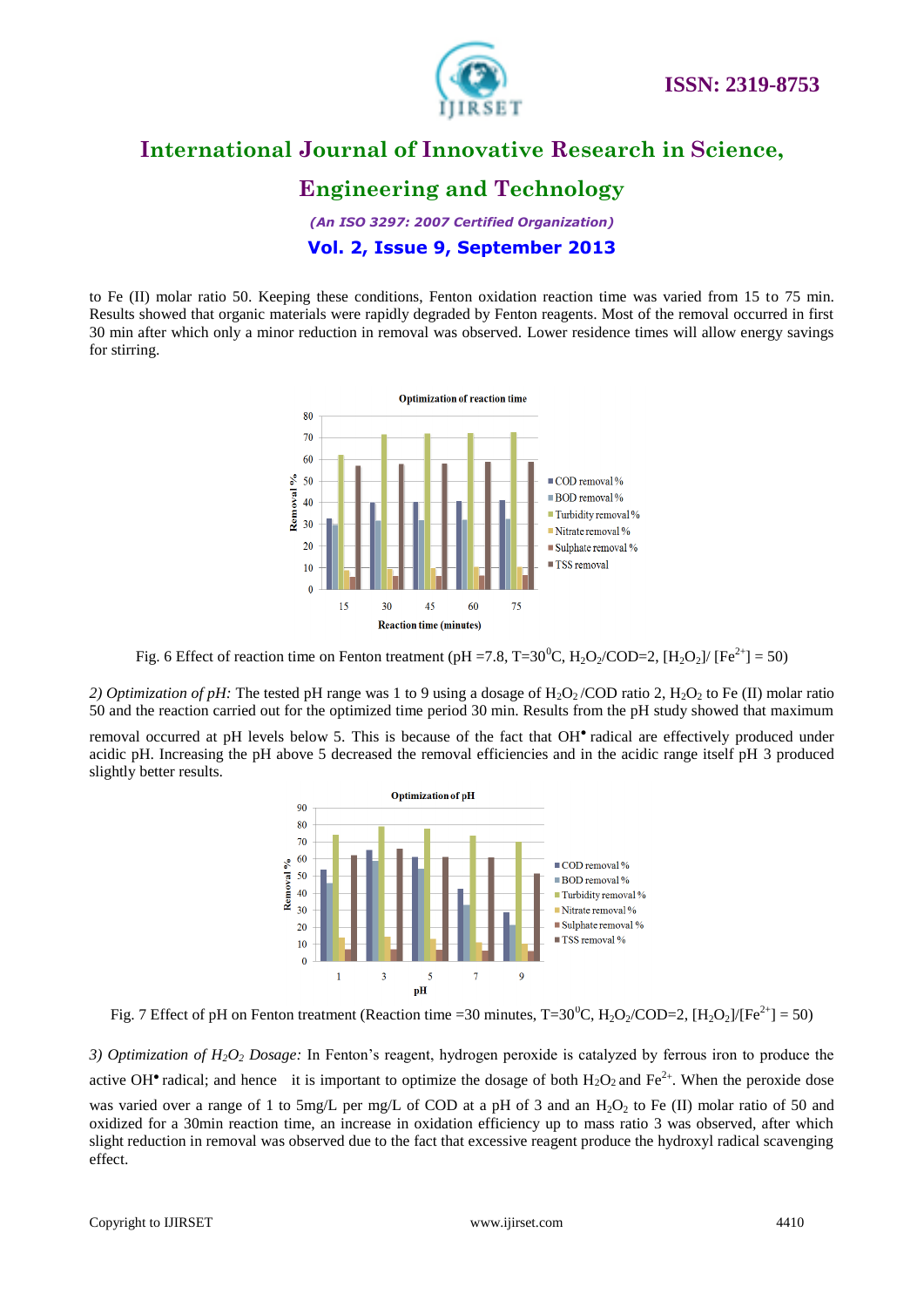to Fe (II) molar ratio 50. Keeping these conditions, Fenton oxidation reaction time was varied from 15 to 75 min. Results showed that organic materials were rapidly degraded by Fenton reagents. Most of the removal occurred in first 30 min after which only a minor reduction in removal was observed. Lower residence times will allow energy savings for stirring.

Fig. 6 Effect of reaction time on Fenton treatment (pH =7.8, T=30$^0$C, $H_2O_2$/COD=2, $[H_2O_2]$/ $[Fe^{2+}]$ = 50)

*2) Optimization of pH:* The tested pH range was 1 to 9 using a dosage of $H_2O_2$ /COD ratio 2, $H_2O_2$ to Fe (II) molar ratio 50 and the reaction carried out for the optimized time period 30 min. Results from the pH study showed that maximum removal occurred at pH levels below 5. This is because of the fact that $OH^{\bullet}$ radical are effectively produced under acidic pH. Increasing the pH above 5 decreased the removal efficiencies and in the acidic range itself pH 3 produced slightly better results.

Fig. 7 Effect of pH on Fenton treatment (Reaction time =30 minutes, T=30$^0$C, $H_2O_2$/COD=2, $[H_2O_2]$/$[Fe^{2+}]$ = 50)

*3) Optimization of $H_2O_2$ Dosage:* In Fenton's reagent, hydrogen peroxide is catalyzed by ferrous iron to produce the active $OH^{\bullet}$ radical; and hence it is important to optimize the dosage of both $H_2O_2$ and $Fe^{2+}$. When the peroxide dose was varied over a range of 1 to 5mg/L per mg/L of COD at a pH of 3 and an $H_2O_2$ to Fe (II) molar ratio of 50 and oxidized for a 30min reaction time, an increase in oxidation efficiency up to mass ratio 3 was observed, after which slight reduction in removal was observed due to the fact that excessive reagent produce the hydroxyl radical scavenging effect.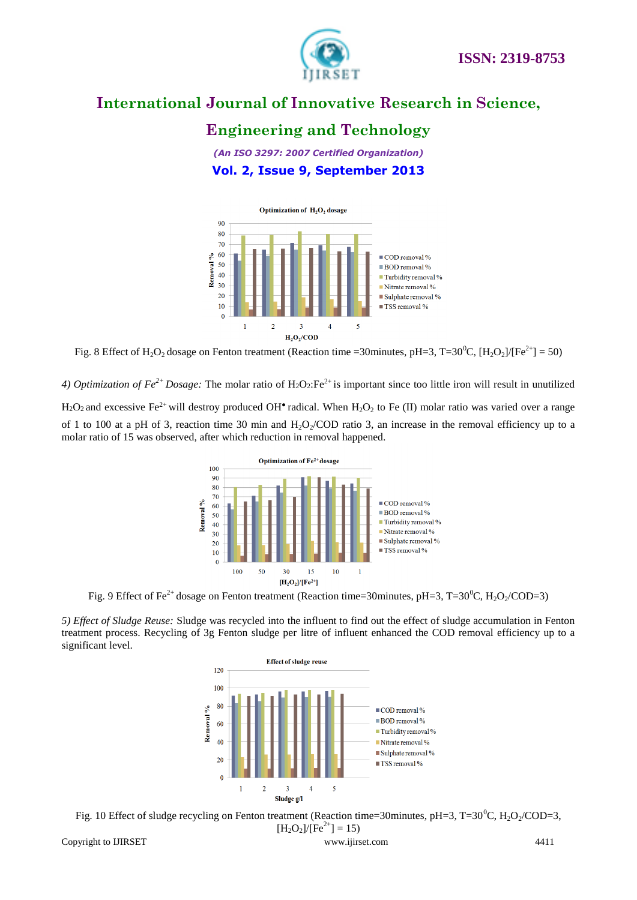Fig. 8 Effect of $H_2O_2$ dosage on Fenton treatment (Reaction time =30minutes, pH=3, T=30$^0$C, $[H_2O_2]/[Fe^{2+}]$ = 50)

*4) Optimization of $Fe^{2+}$ Dosage:* The molar ratio of $H_2O_2$:$Fe^{2+}$ is important since too little iron will result in unutilized $H_2O_2$ and excessive $Fe^{2+}$ will destroy produced $OH^{\bullet}$ radical. When $H_2O_2$ to Fe (II) molar ratio was varied over a range of 1 to 100 at a pH of 3, reaction time 30 min and $H_2O_2$/COD ratio 3, an increase in the removal efficiency up to a molar ratio of 15 was observed, after which reduction in removal happened.

Fig. 9 Effect of $Fe^{2+}$ dosage on Fenton treatment (Reaction time=30minutes, pH=3, T=30$^0$C, $H_2O_2$/COD=3)

*5) Effect of Sludge Reuse:* Sludge was recycled into the influent to find out the effect of sludge accumulation in Fenton treatment process. Recycling of 3g Fenton sludge per litre of influent enhanced the COD removal efficiency up to a significant level.

Fig. 10 Effect of sludge recycling on Fenton treatment (Reaction time=30minutes, pH=3, T=30$^0$C, $H_2O_2$/COD=3, $[H_2O_2]/[Fe^{2+}]$ = 15)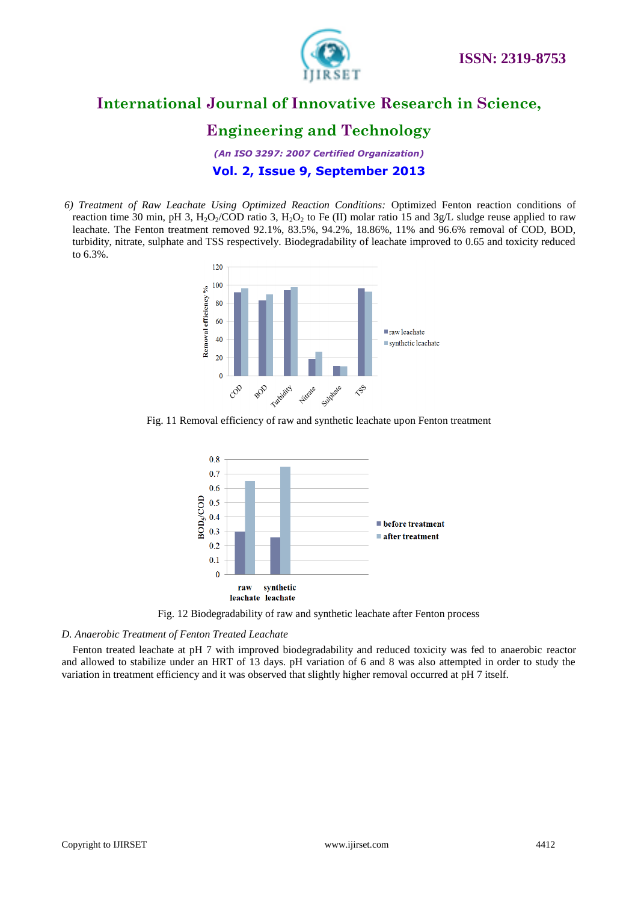6) *Treatment of Raw Leachate Using Optimized Reaction Conditions:* Optimized Fenton reaction conditions of reaction time 30 min, pH 3, $H_2O_2$/COD ratio 3, $H_2O_2$ to Fe (II) molar ratio 15 and 3g/L sludge reuse applied to raw leachate. The Fenton treatment removed 92.1%, 83.5%, 94.2%, 18.86%, 11% and 96.6% removal of COD, BOD, turbidity, nitrate, sulphate and TSS respectively. Biodegradability of leachate improved to 0.65 and toxicity reduced to 6.3%.

Fig. 11 Removal efficiency of raw and synthetic leachate upon Fenton treatment

Fig. 12 Biodegradability of raw and synthetic leachate after Fenton process

### *D. Anaerobic Treatment of Fenton Treated Leachate*

Fenton treated leachate at pH 7 with improved biodegradability and reduced toxicity was fed to anaerobic reactor and allowed to stabilize under an HRT of 13 days. pH variation of 6 and 8 was also attempted in order to study the variation in treatment efficiency and it was observed that slightly higher removal occurred at pH 7 itself.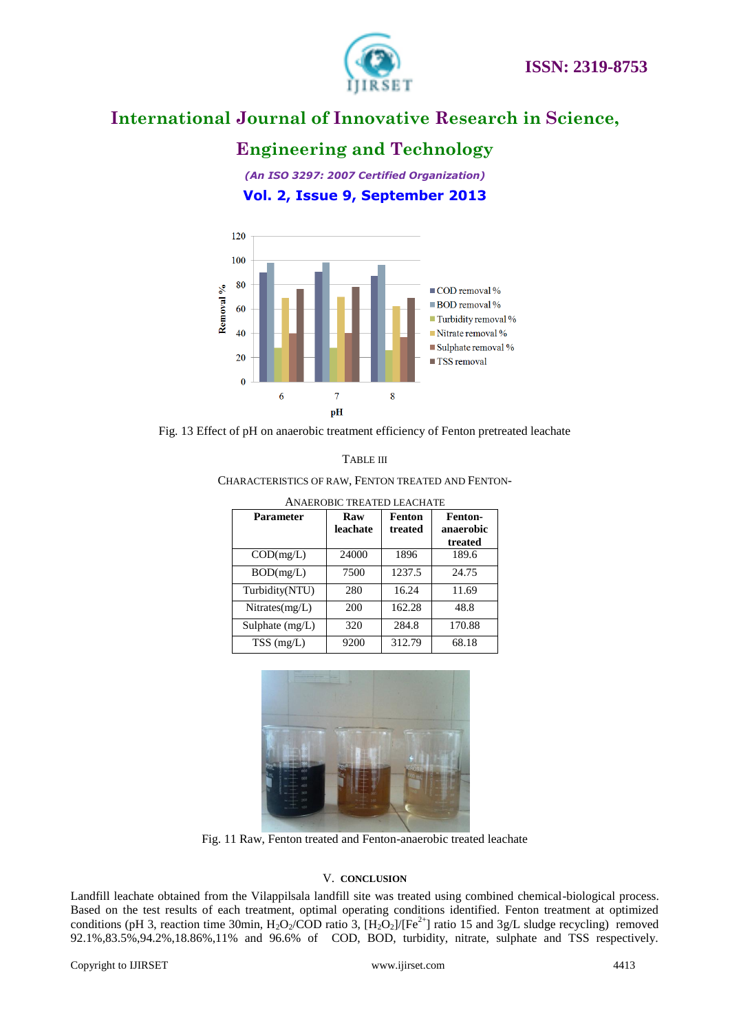Fig. 13 Effect of pH on anaerobic treatment efficiency of Fenton pretreated leachate

TABLE III

CHARACTERISTICS OF RAW, FENTON TREATED AND FENTON-ANAEROBIC TREATED LEACHATE

| Parameter | Raw leachate | Fenton treated | Fenton-anaerobic treated |
|---|---|---|---|
| COD(mg/L) | 24000 | 1896 | 189.6 |
| BOD(mg/L) | 7500 | 1237.5 | 24.75 |
| Turbidity(NTU) | 280 | 16.24 | 11.69 |
| Nitrates(mg/L) | 200 | 162.28 | 48.8 |
| Sulphate (mg/L) | 320 | 284.8 | 170.88 |
| TSS (mg/L) | 9200 | 312.79 | 68.18 |

Fig. 11 Raw, Fenton treated and Fenton-anaerobic treated leachate

## V. CONCLUSION

Landfill leachate obtained from the Vilappilsala landfill site was treated using combined chemical-biological process. Based on the test results of each treatment, optimal operating conditions identified. Fenton treatment at optimized conditions (pH 3, reaction time 30min, $H_2O_2$/COD ratio 3, $[H_2O_2]/[Fe^{2+}]$ ratio 15 and 3g/L sludge recycling) removed 92.1%,83.5%,94.2%,18.86%,11% and 96.6% of COD, BOD, turbidity, nitrate, sulphate and TSS respectively.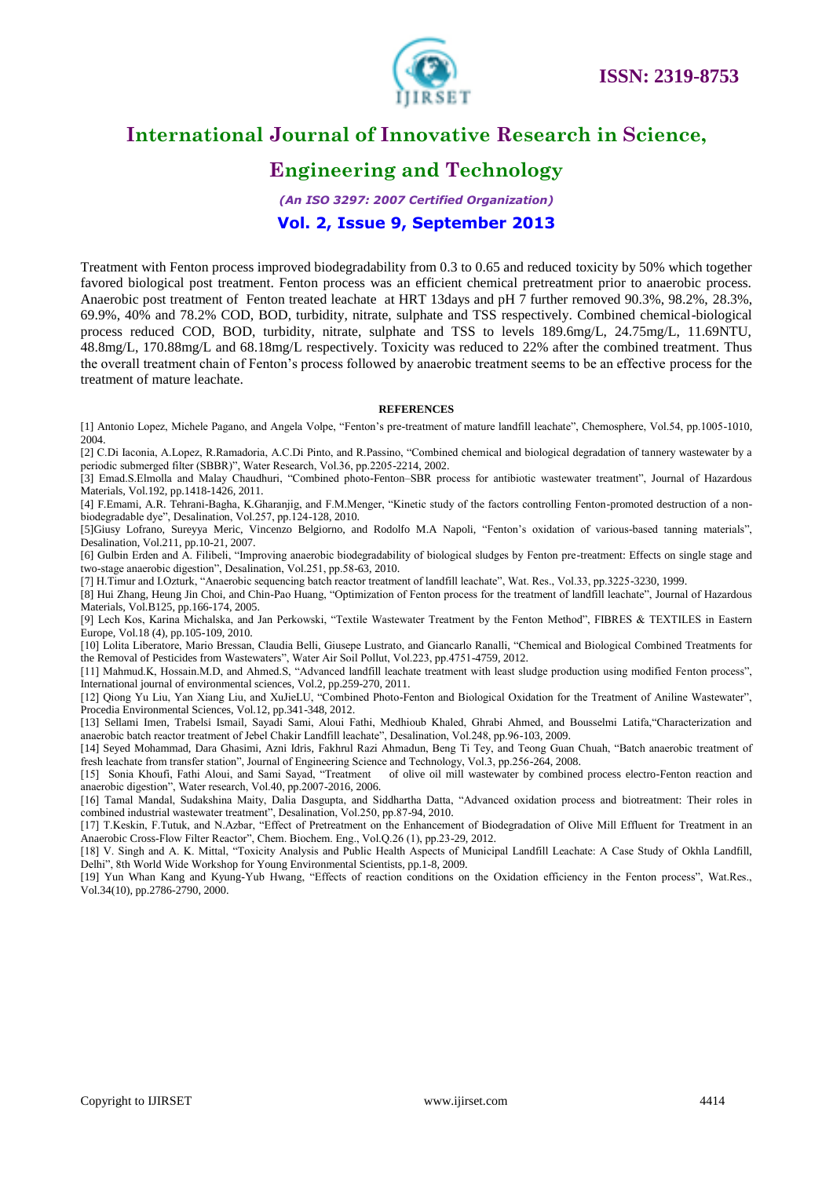Treatment with Fenton process improved biodegradability from 0.3 to 0.65 and reduced toxicity by 50% which together favored biological post treatment. Fenton process was an efficient chemical pretreatment prior to anaerobic process. Anaerobic post treatment of Fenton treated leachate at HRT 13days and pH 7 further removed 90.3%, 98.2%, 28.3%, 69.9%, 40% and 78.2% COD, BOD, turbidity, nitrate, sulphate and TSS respectively. Combined chemical-biological process reduced COD, BOD, turbidity, nitrate, sulphate and TSS to levels 189.6mg/L, 24.75mg/L, 11.69NTU, 48.8mg/L, 170.88mg/L and 68.18mg/L respectively. Toxicity was reduced to 22% after the combined treatment. Thus the overall treatment chain of Fenton's process followed by anaerobic treatment seems to be an effective process for the treatment of mature leachate.

## REFERENCES

[1] Antonio Lopez, Michele Pagano, and Angela Volpe, "Fenton's pre-treatment of mature landfill leachate", Chemosphere, Vol.54, pp.1005-1010, 2004.

[2] C.Di Iaconia, A.Lopez, R.Ramadoria, A.C.Di Pinto, and R.Passino, "Combined chemical and biological degradation of tannery wastewater by a periodic submerged filter (SBBR)", Water Research, Vol.36, pp.2205-2214, 2002.

[3] Emad.S.Elmolla and Malay Chaudhuri, "Combined photo-Fenton–SBR process for antibiotic wastewater treatment", Journal of Hazardous Materials, Vol.192, pp.1418-1426, 2011.

[4] F.Emami, A.R. Tehrani-Bagha, K.Gharanjig, and F.M.Menger, "Kinetic study of the factors controlling Fenton-promoted destruction of a non-biodegradable dye", Desalination, Vol.257, pp.124-128, 2010.

[5]Giusy Lofrano, Sureyya Meric, Vincenzo Belgiorno, and Rodolfo M.A Napoli, "Fenton's oxidation of various-based tanning materials", Desalination, Vol.211, pp.10-21, 2007.

[6] Gulbin Erden and A. Filibeli, "Improving anaerobic biodegradability of biological sludges by Fenton pre-treatment: Effects on single stage and two-stage anaerobic digestion", Desalination, Vol.251, pp.58-63, 2010.

[7] H.Timur and I.Ozturk, "Anaerobic sequencing batch reactor treatment of landfill leachate", Wat. Res., Vol.33, pp.3225-3230, 1999.

[8] Hui Zhang, Heung Jin Choi, and Chin-Pao Huang, "Optimization of Fenton process for the treatment of landfill leachate", Journal of Hazardous Materials, Vol.B125, pp.166-174, 2005.

[9] Lech Kos, Karina Michalska, and Jan Perkowski, "Textile Wastewater Treatment by the Fenton Method", FIBRES & TEXTILES in Eastern Europe, Vol.18 (4), pp.105-109, 2010.

[10] Lolita Liberatore, Mario Bressan, Claudia Belli, Giusepe Lustrato, and Giancarlo Ranalli, "Chemical and Biological Combined Treatments for the Removal of Pesticides from Wastewaters", Water Air Soil Pollut, Vol.223, pp.4751-4759, 2012.

[11] Mahmud.K, Hossain.M.D, and Ahmed.S, "Advanced landfill leachate treatment with least sludge production using modified Fenton process", International journal of environmental sciences, Vol.2, pp.259-270, 2011.

[12] Qiong Yu Liu, Yan Xiang Liu, and XuJieLU, "Combined Photo-Fenton and Biological Oxidation for the Treatment of Aniline Wastewater", Procedia Environmental Sciences, Vol.12, pp.341-348, 2012.

[13] Sellami Imen, Trabelsi Ismail, Sayadi Sami, Aloui Fathi, Medhioub Khaled, Ghrabi Ahmed, and Bousselmi Latifa,"Characterization and anaerobic batch reactor treatment of Jebel Chakir Landfill leachate", Desalination, Vol.248, pp.96-103, 2009.

[14] Seyed Mohammad, Dara Ghasimi, Azni Idris, Fakhrul Razi Ahmadun, Beng Ti Tey, and Teong Guan Chuah, "Batch anaerobic treatment of fresh leachate from transfer station", Journal of Engineering Science and Technology, Vol.3, pp.256-264, 2008.

[15] Sonia Khoufi, Fathi Aloui, and Sami Sayad, "Treatment of olive oil mill wastewater by combined process electro-Fenton reaction and anaerobic digestion", Water research, Vol.40, pp.2007-2016, 2006.

[16] Tamal Mandal, Sudakshina Maity, Dalia Dasgupta, and Siddhartha Datta, "Advanced oxidation process and biotreatment: Their roles in combined industrial wastewater treatment", Desalination, Vol.250, pp.87-94, 2010.

[17] T.Keskin, F.Tutuk, and N.Azbar, "Effect of Pretreatment on the Enhancement of Biodegradation of Olive Mill Effluent for Treatment in an Anaerobic Cross-Flow Filter Reactor", Chem. Biochem. Eng., Vol.Q.26 (1), pp.23-29, 2012.

[18] V. Singh and A. K. Mittal, "Toxicity Analysis and Public Health Aspects of Municipal Landfill Leachate: A Case Study of Okhla Landfill, Delhi", 8th World Wide Workshop for Young Environmental Scientists, pp.1-8, 2009.

[19] Yun Whan Kang and Kyung-Yub Hwang, "Effects of reaction conditions on the Oxidation efficiency in the Fenton process", Wat.Res., Vol.34(10), pp.2786-2790, 2000.